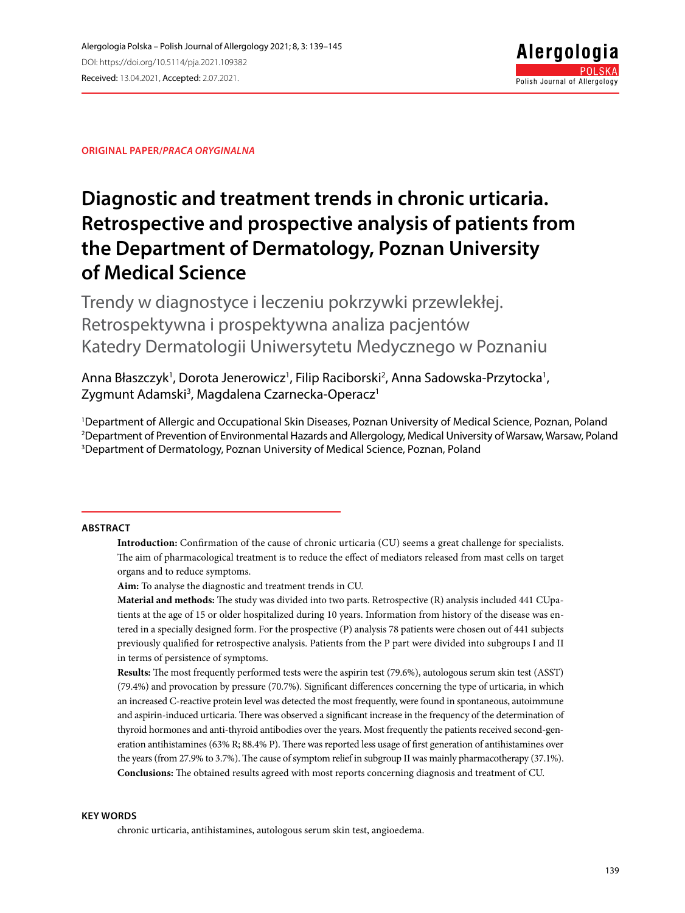ORIGINAL PAPER/*PRACA ORYGINALNA*

# Diagnostic and treatment trends in chronic urticaria. Retrospective and prospective analysis of patients from the Department of Dermatology, Poznan University of Medical Science

## Trendy w diagnostyce i leczeniu pokrzywki przewlekłej. Retrospektywna i prospektywna analiza pacjentów Katedry Dermatologii Uniwersytetu Medycznego w Poznaniu

Anna Błaszczyk[1], Dorota Jenerowicz[1], Filip Raciborski[2], Anna Sadowska-Przytocka[1], Zygmunt Adamski[3], Magdalena Czarnecka-Operacz[1]

[1]Department of Allergic and Occupational Skin Diseases, Poznan University of Medical Science, Poznan, Poland
[2]Department of Prevention of Environmental Hazards and Allergology, Medical University of Warsaw, Warsaw, Poland
[3]Department of Dermatology, Poznan University of Medical Science, Poznan, Poland

### ABSTRACT

**Introduction:** Confirmation of the cause of chronic urticaria (CU) seems a great challenge for specialists. The aim of pharmacological treatment is to reduce the effect of mediators released from mast cells on target organs and to reduce symptoms.

**Aim:** To analyse the diagnostic and treatment trends in CU.

**Material and methods:** The study was divided into two parts. Retrospective (R) analysis included 441 CUpatients at the age of 15 or older hospitalized during 10 years. Information from history of the disease was entered in a specially designed form. For the prospective (P) analysis 78 patients were chosen out of 441 subjects previously qualified for retrospective analysis. Patients from the P part were divided into subgroups I and II in terms of persistence of symptoms.

**Results:** The most frequently performed tests were the aspirin test (79.6%), autologous serum skin test (ASST) (79.4%) and provocation by pressure (70.7%). Significant differences concerning the type of urticaria, in which an increased C-reactive protein level was detected the most frequently, were found in spontaneous, autoimmune and aspirin-induced urticaria. There was observed a significant increase in the frequency of the determination of thyroid hormones and anti-thyroid antibodies over the years. Most frequently the patients received second-generation antihistamines (63% R; 88.4% P). There was reported less usage of first generation of antihistamines over the years (from 27.9% to 3.7%). The cause of symptom relief in subgroup II was mainly pharmacotherapy (37.1%).

**Conclusions:** The obtained results agreed with most reports concerning diagnosis and treatment of CU.

### KEY WORDS

chronic urticaria, antihistamines, autologous serum skin test, angioedema.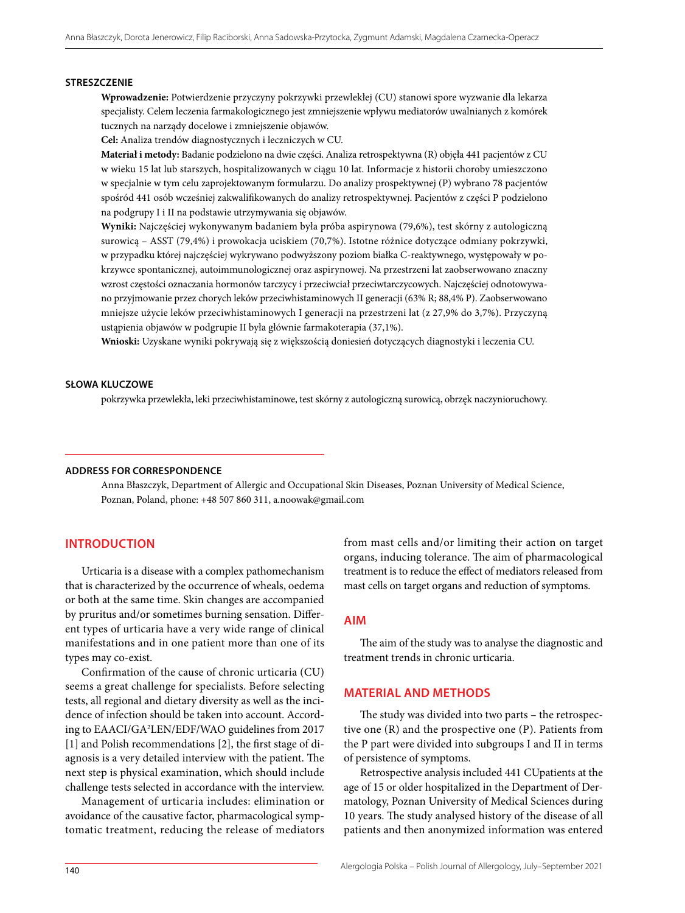## STRESZCZENIE

**Wprowadzenie:** Potwierdzenie przyczyny pokrzywki przewlekłej (CU) stanowi spore wyzwanie dla lekarza specjalisty. Celem leczenia farmakologicznego jest zmniejszenie wpływu mediatorów uwalnianych z komórek tucznych na narządy docelowe i zmniejszenie objawów.

**Cel:** Analiza trendów diagnostycznych i leczniczych w CU.

**Materiał i metody:** Badanie podzielono na dwie części. Analiza retrospektywna (R) objęła 441 pacjentów z CU w wieku 15 lat lub starszych, hospitalizowanych w ciągu 10 lat. Informacje z historii choroby umieszczono w specjalnie w tym celu zaprojektowanym formularzu. Do analizy prospektywnej (P) wybrano 78 pacjentów spośród 441 osób wcześniej zakwalifikowanych do analizy retrospektywnej. Pacjentów z części P podzielono na podgrupy I i II na podstawie utrzymywania się objawów.

**Wyniki:** Najczęściej wykonywanym badaniem była próba aspirynowa (79,6%), test skórny z autologiczną surowicą – ASST (79,4%) i prowokacja uciskiem (70,7%). Istotne różnice dotyczące odmiany pokrzywki, w przypadku której najczęściej wykrywano podwyższony poziom białka C-reaktywnego, występowały w pokrzywce spontanicznej, autoimmunologicznej oraz aspirynowej. Na przestrzeni lat zaobserwowano znaczny wzrost częstości oznaczania hormonów tarczycy i przeciwciał przeciwtarczycowych. Najczęściej odnotowywano przyjmowanie przez chorych leków przeciwhistaminowych II generacji (63% R; 88,4% P). Zaobserwowano mniejsze użycie leków przeciwhistaminowych I generacji na przestrzeni lat (z 27,9% do 3,7%). Przyczyną ustąpienia objawów w podgrupie II była głównie farmakoterapia (37,1%).

**Wnioski:** Uzyskane wyniki pokrywają się z większością doniesień dotyczących diagnostyki i leczenia CU.

## SŁOWA KLUCZOWE

pokrzywka przewlekła, leki przeciwhistaminowe, test skórny z autologiczną surowicą, obrzęk naczynioruchowy.

## ADDRESS FOR CORRESPONDENCE

Anna Błaszczyk, Department of Allergic and Occupational Skin Diseases, Poznan University of Medical Science, Poznan, Poland, phone: +48 507 860 311, a.noowak@gmail.com

## INTRODUCTION

Urticaria is a disease with a complex pathomechanism that is characterized by the occurrence of wheals, oedema or both at the same time. Skin changes are accompanied by pruritus and/or sometimes burning sensation. Different types of urticaria have a very wide range of clinical manifestations and in one patient more than one of its types may co-exist.

Confirmation of the cause of chronic urticaria (CU) seems a great challenge for specialists. Before selecting tests, all regional and dietary diversity as well as the incidence of infection should be taken into account. According to EAACI/GA[2]LEN/EDF/WAO guidelines from 2017 [1] and Polish recommendations [2], the first stage of diagnosis is a very detailed interview with the patient. The next step is physical examination, which should include challenge tests selected in accordance with the interview.

Management of urticaria includes: elimination or avoidance of the causative factor, pharmacological symptomatic treatment, reducing the release of mediators from mast cells and/or limiting their action on target organs, inducing tolerance. The aim of pharmacological treatment is to reduce the effect of mediators released from mast cells on target organs and reduction of symptoms.

## AIM

The aim of the study was to analyse the diagnostic and treatment trends in chronic urticaria.

## MATERIAL AND METHODS

The study was divided into two parts – the retrospective one (R) and the prospective one (P). Patients from the P part were divided into subgroups I and II in terms of persistence of symptoms.

Retrospective analysis included 441 CUpatients at the age of 15 or older hospitalized in the Department of Dermatology, Poznan University of Medical Sciences during 10 years. The study analysed history of the disease of all patients and then anonymized information was entered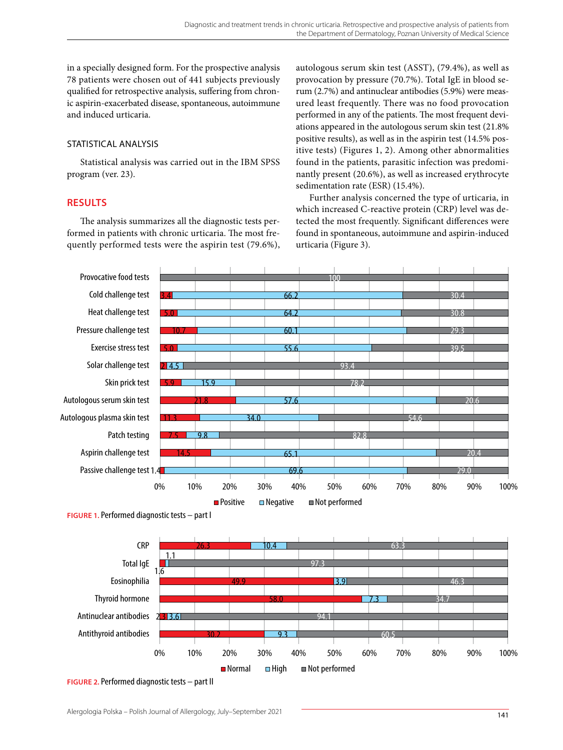in a specially designed form. For the prospective analysis 78 patients were chosen out of 441 subjects previously qualified for retrospective analysis, suffering from chronic aspirin-exacerbated disease, spontaneous, autoimmune and induced urticaria.

## STATISTICAL ANALYSIS

Statistical analysis was carried out in the IBM SPSS program (ver. 23).

## RESULTS

The analysis summarizes all the diagnostic tests performed in patients with chronic urticaria. The most frequently performed tests were the aspirin test (79.6%), autologous serum skin test (ASST), (79.4%), as well as provocation by pressure (70.7%). Total IgE in blood serum (2.7%) and antinuclear antibodies (5.9%) were measured least frequently. There was no food provocation performed in any of the patients. The most frequent deviations appeared in the autologous serum skin test (21.8% positive results), as well as in the aspirin test (14.5% positive tests) (Figures 1, 2). Among other abnormalities found in the patients, parasitic infection was predominantly present (20.6%), as well as increased erythrocyte sedimentation rate (ESR) (15.4%).

Further analysis concerned the type of urticaria, in which increased C-reactive protein (CRP) level was detected the most frequently. Significant differences were found in spontaneous, autoimmune and aspirin-induced urticaria (Figure 3).

| Test | Positive | Negative | Not performed |
|---|---|---|---|
| Provocative food tests | | | 100 |
| Cold challenge test | 3.4 | 66.2 | 30.4 |
| Heat challenge test | 5.0 | 64.2 | 30.8 |
| Pressure challenge test | 10.7 | 60.1 | 29.3 |
| Exercise stress test | 5.0 | 55.6 | 39.5 |
| Solar challenge test | 2 | 4.5 | 93.4 |
| Skin prick test | 5.9 | 15.9 | 78.2 |
| Autologous serum skin test | 21.8 | 57.6 | 20.6 |
| Autologous plasma skin test | 11.3 | 34.0 | 54.6 |
| Patch testing | 7.5 | 9.8 | 82.8 |
| Aspirin challenge test | 14.5 | 65.1 | 20.4 |
| Passive challenge test | 1.4 | 69.6 | 29.0 |

**FIGURE 1.** Performed diagnostic tests – part I

| Test | Normal | High | Not performed |
|---|---|---|---|
| CRP | 26.3 | 10.4 | 63.3 |
| Total IgE | 1.6 | 1.1 | 97.3 |
| Eosinophilia | 49.9 | 3.9 | 46.3 |
| Thyroid hormone | 58.0 | 7.3 | 34.7 |
| Antinuclear antibodies | 2.3 | 3.6 | 94.1 |
| Antithyroid antibodies | 30.2 | 9.3 | 60.5 |

**FIGURE 2.** Performed diagnostic tests – part II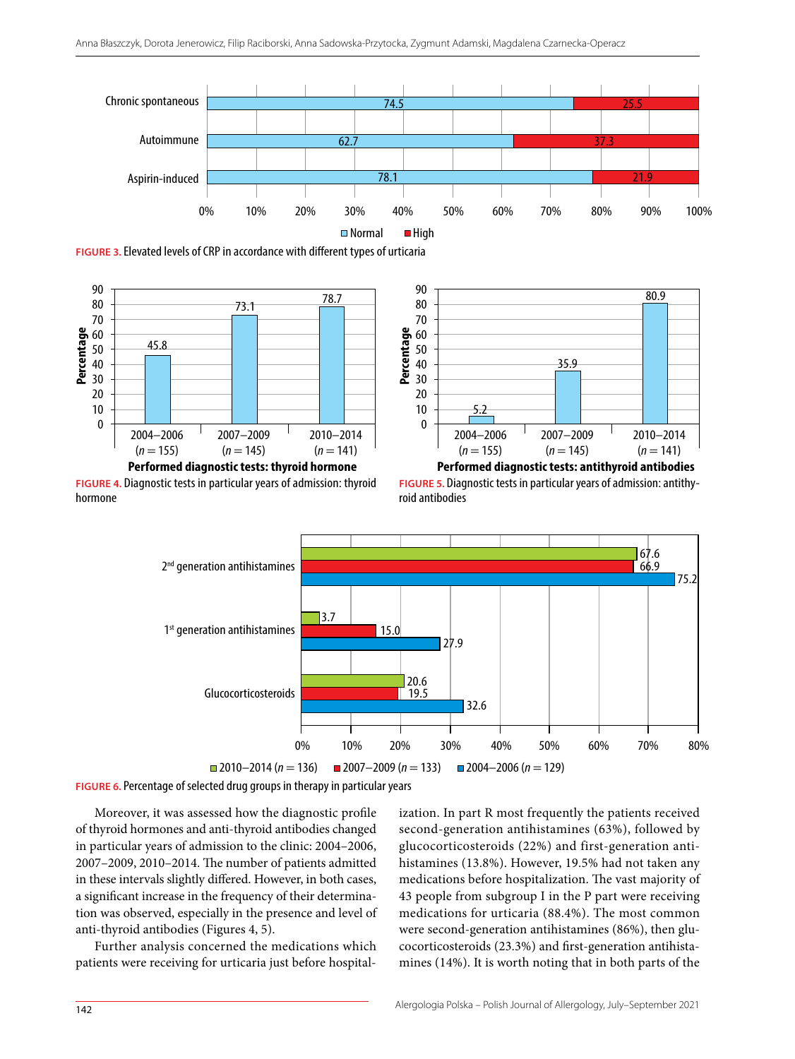FIGURE 3. Elevated levels of CRP in accordance with different types of urticaria

FIGURE 4. Diagnostic tests in particular years of admission: thyroid hormone

FIGURE 5. Diagnostic tests in particular years of admission: antithyroid antibodies

FIGURE 6. Percentage of selected drug groups in therapy in particular years

Moreover, it was assessed how the diagnostic profile of thyroid hormones and anti-thyroid antibodies changed in particular years of admission to the clinic: 2004–2006, 2007–2009, 2010–2014. The number of patients admitted in these intervals slightly differed. However, in both cases, a significant increase in the frequency of their determination was observed, especially in the presence and level of anti-thyroid antibodies (Figures 4, 5).

Further analysis concerned the medications which patients were receiving for urticaria just before hospitalization. In part R most frequently the patients received second-generation antihistamines (63%), followed by glucocorticosteroids (22%) and first-generation antihistamines (13.8%). However, 19.5% had not taken any medications before hospitalization. The vast majority of 43 people from subgroup I in the P part were receiving medications for urticaria (88.4%). The most common were second-generation antihistamines (86%), then glucocorticosteroids (23.3%) and first-generation antihistamines (14%). It is worth noting that in both parts of the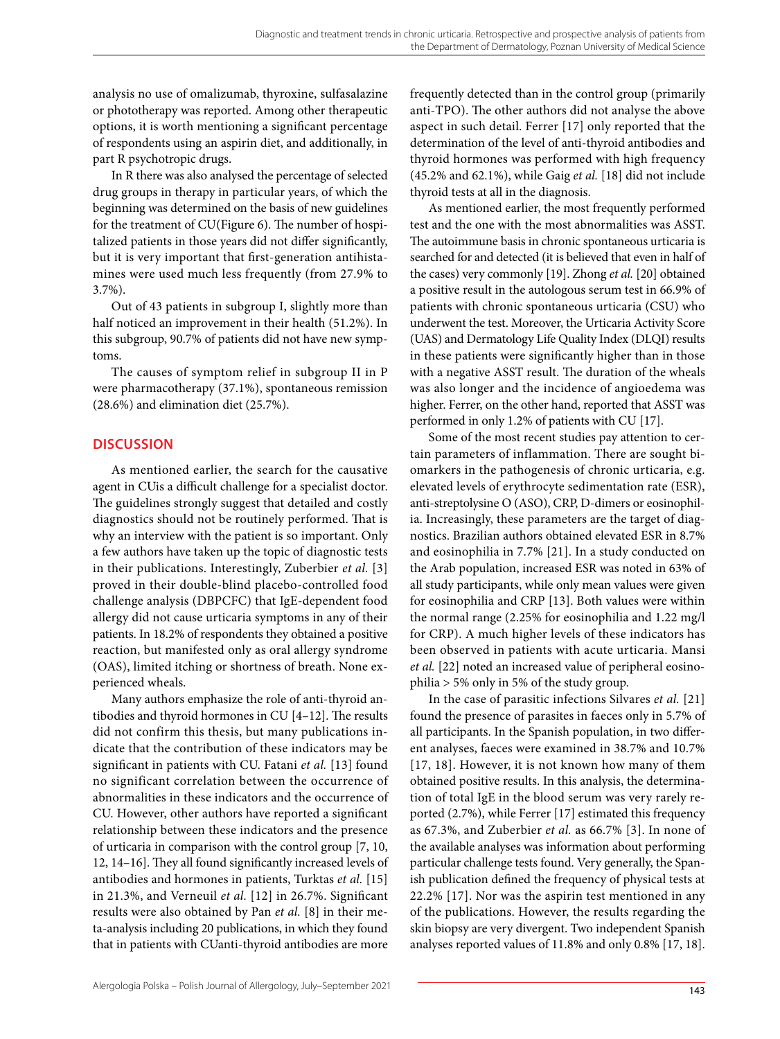analysis no use of omalizumab, thyroxine, sulfasalazine or phototherapy was reported. Among other therapeutic options, it is worth mentioning a significant percentage of respondents using an aspirin diet, and additionally, in part R psychotropic drugs.

In R there was also analysed the percentage of selected drug groups in therapy in particular years, of which the beginning was determined on the basis of new guidelines for the treatment of CU(Figure 6). The number of hospitalized patients in those years did not differ significantly, but it is very important that first-generation antihistamines were used much less frequently (from 27.9% to 3.7%).

Out of 43 patients in subgroup I, slightly more than half noticed an improvement in their health (51.2%). In this subgroup, 90.7% of patients did not have new symptoms.

The causes of symptom relief in subgroup II in P were pharmacotherapy (37.1%), spontaneous remission (28.6%) and elimination diet (25.7%).

## DISCUSSION

As mentioned earlier, the search for the causative agent in CUis a difficult challenge for a specialist doctor. The guidelines strongly suggest that detailed and costly diagnostics should not be routinely performed. That is why an interview with the patient is so important. Only a few authors have taken up the topic of diagnostic tests in their publications. Interestingly, Zuberbier *et al.* [3] proved in their double-blind placebo-controlled food challenge analysis (DBPCFC) that IgE-dependent food allergy did not cause urticaria symptoms in any of their patients. In 18.2% of respondents they obtained a positive reaction, but manifested only as oral allergy syndrome (OAS), limited itching or shortness of breath. None experienced wheals.

Many authors emphasize the role of anti-thyroid antibodies and thyroid hormones in CU [4–12]. The results did not confirm this thesis, but many publications indicate that the contribution of these indicators may be significant in patients with CU. Fatani *et al.* [13] found no significant correlation between the occurrence of abnormalities in these indicators and the occurrence of CU. However, other authors have reported a significant relationship between these indicators and the presence of urticaria in comparison with the control group [7, 10, 12, 14–16]. They all found significantly increased levels of antibodies and hormones in patients, Turktas *et al.* [15] in 21.3%, and Verneuil *et al.* [12] in 26.7%. Significant results were also obtained by Pan *et al.* [8] in their meta-analysis including 20 publications, in which they found that in patients with CUanti-thyroid antibodies are more frequently detected than in the control group (primarily anti-TPO). The other authors did not analyse the above aspect in such detail. Ferrer [17] only reported that the determination of the level of anti-thyroid antibodies and thyroid hormones was performed with high frequency (45.2% and 62.1%), while Gaig *et al.* [18] did not include thyroid tests at all in the diagnosis.

As mentioned earlier, the most frequently performed test and the one with the most abnormalities was ASST. The autoimmune basis in chronic spontaneous urticaria is searched for and detected (it is believed that even in half of the cases) very commonly [19]. Zhong *et al.* [20] obtained a positive result in the autologous serum test in 66.9% of patients with chronic spontaneous urticaria (CSU) who underwent the test. Moreover, the Urticaria Activity Score (UAS) and Dermatology Life Quality Index (DLQI) results in these patients were significantly higher than in those with a negative ASST result. The duration of the wheals was also longer and the incidence of angioedema was higher. Ferrer, on the other hand, reported that ASST was performed in only 1.2% of patients with CU [17].

Some of the most recent studies pay attention to certain parameters of inflammation. There are sought biomarkers in the pathogenesis of chronic urticaria, e.g. elevated levels of erythrocyte sedimentation rate (ESR), anti-streptolysine O (ASO), CRP, D-dimers or eosinophilia. Increasingly, these parameters are the target of diagnostics. Brazilian authors obtained elevated ESR in 8.7% and eosinophilia in 7.7% [21]. In a study conducted on the Arab population, increased ESR was noted in 63% of all study participants, while only mean values were given for eosinophilia and CRP [13]. Both values were within the normal range (2.25% for eosinophilia and 1.22 mg/l for CRP). A much higher levels of these indicators has been observed in patients with acute urticaria. Mansi *et al.* [22] noted an increased value of peripheral eosinophilia > 5% only in 5% of the study group.

In the case of parasitic infections Silvares *et al.* [21] found the presence of parasites in faeces only in 5.7% of all participants. In the Spanish population, in two different analyses, faeces were examined in 38.7% and 10.7% [17, 18]. However, it is not known how many of them obtained positive results. In this analysis, the determination of total IgE in the blood serum was very rarely reported (2.7%), while Ferrer [17] estimated this frequency as 67.3%, and Zuberbier *et al.* as 66.7% [3]. In none of the available analyses was information about performing particular challenge tests found. Very generally, the Spanish publication defined the frequency of physical tests at 22.2% [17]. Nor was the aspirin test mentioned in any of the publications. However, the results regarding the skin biopsy are very divergent. Two independent Spanish analyses reported values of 11.8% and only 0.8% [17, 18].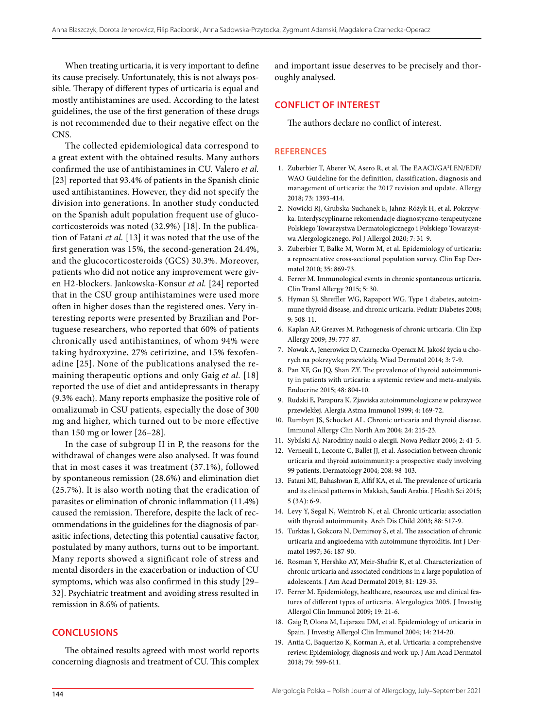When treating urticaria, it is very important to define its cause precisely. Unfortunately, this is not always possible. Therapy of different types of urticaria is equal and mostly antihistamines are used. According to the latest guidelines, the use of the first generation of these drugs is not recommended due to their negative effect on the CNS.

The collected epidemiological data correspond to a great extent with the obtained results. Many authors confirmed the use of antihistamines in CU. Valero *et al.* [23] reported that 93.4% of patients in the Spanish clinic used antihistamines. However, they did not specify the division into generations. In another study conducted on the Spanish adult population frequent use of glucocorticosteroids was noted (32.9%) [18]. In the publication of Fatani *et al.* [13] it was noted that the use of the first generation was 15%, the second-generation 24.4%, and the glucocorticosteroids (GCS) 30.3%. Moreover, patients who did not notice any improvement were given H2-blockers. Jankowska-Konsur *et al.* [24] reported that in the CSU group antihistamines were used more often in higher doses than the registered ones. Very interesting reports were presented by Brazilian and Portuguese researchers, who reported that 60% of patients chronically used antihistamines, of whom 94% were taking hydroxyzine, 27% cetirizine, and 15% fexofenadine [25]. None of the publications analysed the remaining therapeutic options and only Gaig *et al.* [18] reported the use of diet and antidepressants in therapy (9.3% each). Many reports emphasize the positive role of omalizumab in CSU patients, especially the dose of 300 mg and higher, which turned out to be more effective than 150 mg or lower [26–28].

In the case of subgroup II in P, the reasons for the withdrawal of changes were also analysed. It was found that in most cases it was treatment (37.1%), followed by spontaneous remission (28.6%) and elimination diet (25.7%). It is also worth noting that the eradication of parasites or elimination of chronic inflammation (11.4%) caused the remission. Therefore, despite the lack of recommendations in the guidelines for the diagnosis of parasitic infections, detecting this potential causative factor, postulated by many authors, turns out to be important. Many reports showed a significant role of stress and mental disorders in the exacerbation or induction of CU symptoms, which was also confirmed in this study [29–32]. Psychiatric treatment and avoiding stress resulted in remission in 8.6% of patients.

## CONCLUSIONS

The obtained results agreed with most world reports concerning diagnosis and treatment of CU. This complex and important issue deserves to be precisely and thoroughly analysed.

## CONFLICT OF INTEREST

The authors declare no conflict of interest.

## REFERENCES

1. Zuberbier T, Aberer W, Asero R, et al. The EAACI/GA²LEN/EDF/WAO Guideline for the definition, classification, diagnosis and management of urticaria: the 2017 revision and update. Allergy 2018; 73: 1393-414.
2. Nowicki RJ, Grubska-Suchanek E, Jahnz-Różyk H, et al. Pokrzywka. Interdyscyplinarne rekomendacje diagnostyczno-terapeutyczne Polskiego Towarzystwa Dermatologicznego i Polskiego Towarzystwa Alergologicznego. Pol J Allergol 2020; 7: 31-9.
3. Zuberbier T, Balke M, Worm M, et al. Epidemiology of urticaria: a representative cross-sectional population survey. Clin Exp Dermatol 2010; 35: 869-73.
4. Ferrer M. Immunological events in chronic spontaneous urticaria. Clin Transl Allergy 2015; 5: 30.
5. Hyman SJ, Shreffler WG, Rapaport WG. Type 1 diabetes, autoimmune thyroid disease, and chronic urticaria. Pediatr Diabetes 2008; 9: 508-11.
6. Kaplan AP, Greaves M. Pathogenesis of chronic urticaria. Clin Exp Allergy 2009; 39: 777-87.
7. Nowak A, Jenerowicz D, Czarnecka-Operacz M. Jakość życia u chorych na pokrzywkę przewlekłą. Wiad Dermatol 2014; 3: 7-9.
8. Pan XF, Gu JQ, Shan ZY. The prevalence of thyroid autoimmunity in patients with urticaria: a systemic review and meta-analysis. Endocrine 2015; 48: 804-10.
9. Rudzki E, Parapura K. Zjawiska autoimmunologiczne w pokrzywce przewlekłej. Alergia Astma Immunol 1999; 4: 169-72.
10. Rumbyrt JS, Schocket AL. Chronic urticaria and thyroid disease. Immunol Allergy Clin North Am 2004; 24: 215-23.
11. Sybilski AJ. Narodziny nauki o alergii. Nowa Pediatr 2006; 2: 41-5.
12. Verneuil L, Leconte C, Ballet JJ, et al. Association between chronic urticaria and thyroid autoimmunity: a prospective study involving 99 patients. Dermatology 2004; 208: 98-103.
13. Fatani MI, Bahashwan E, Alfif KA, et al. The prevalence of urticaria and its clinical patterns in Makkah, Saudi Arabia. J Health Sci 2015; 5 (3A): 6-9.
14. Levy Y, Segal N, Weintrob N, et al. Chronic urticaria: association with thyroid autoimmunity. Arch Dis Child 2003; 88: 517-9.
15. Turktas I, Gokcora N, Demirsoy S, et al. The association of chronic urticaria and angioedema with autoimmune thyroiditis. Int J Dermatol 1997; 36: 187-90.
16. Rosman Y, Hershko AY, Meir-Shafrir K, et al. Characterization of chronic urticaria and associated conditions in a large population of adolescents. J Am Acad Dermatol 2019; 81: 129-35.
17. Ferrer M. Epidemiology, healthcare, resources, use and clinical features of different types of urticaria. Alergologica 2005. J Investig Allergol Clin Immunol 2009; 19: 21-6.
18. Gaig P, Olona M, Lejarazu DM, et al. Epidemiology of urticaria in Spain. J Investig Allergol Clin Immunol 2004; 14: 214-20.
19. Antia C, Baquerizo K, Korman A, et al. Urticaria: a comprehensive review. Epidemiology, diagnosis and work-up. J Am Acad Dermatol 2018; 79: 599-611.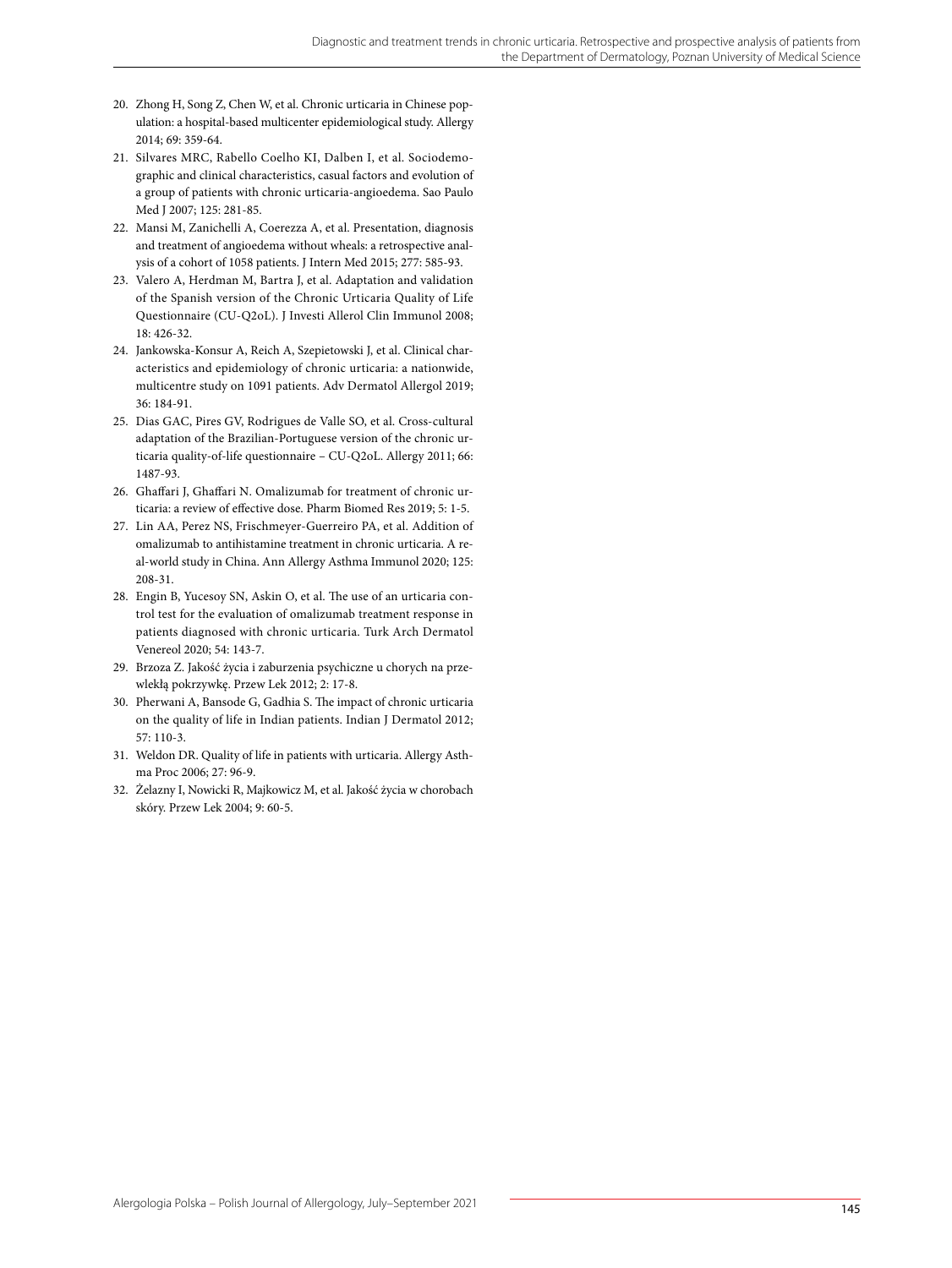20. Zhong H, Song Z, Chen W, et al. Chronic urticaria in Chinese population: a hospital-based multicenter epidemiological study. Allergy 2014; 69: 359-64.
21. Silvares MRC, Rabello Coelho KI, Dalben I, et al. Sociodemographic and clinical characteristics, casual factors and evolution of a group of patients with chronic urticaria-angioedema. Sao Paulo Med J 2007; 125: 281-85.
22. Mansi M, Zanichelli A, Coerezza A, et al. Presentation, diagnosis and treatment of angioedema without wheals: a retrospective analysis of a cohort of 1058 patients. J Intern Med 2015; 277: 585-93.
23. Valero A, Herdman M, Bartra J, et al. Adaptation and validation of the Spanish version of the Chronic Urticaria Quality of Life Questionnaire (CU-Q2oL). J Investi Allerol Clin Immunol 2008; 18: 426-32.
24. Jankowska-Konsur A, Reich A, Szepietowski J, et al. Clinical characteristics and epidemiology of chronic urticaria: a nationwide, multicentre study on 1091 patients. Adv Dermatol Allergol 2019; 36: 184-91.
25. Dias GAC, Pires GV, Rodrigues de Valle SO, et al. Cross-cultural adaptation of the Brazilian-Portuguese version of the chronic urticaria quality-of-life questionnaire – CU-Q2oL. Allergy 2011; 66: 1487-93.
26. Ghaffari J, Ghaffari N. Omalizumab for treatment of chronic urticaria: a review of effective dose. Pharm Biomed Res 2019; 5: 1-5.
27. Lin AA, Perez NS, Frischmeyer-Guerreiro PA, et al. Addition of omalizumab to antihistamine treatment in chronic urticaria. A real-world study in China. Ann Allergy Asthma Immunol 2020; 125: 208-31.
28. Engin B, Yucesoy SN, Askin O, et al. The use of an urticaria control test for the evaluation of omalizumab treatment response in patients diagnosed with chronic urticaria. Turk Arch Dermatol Venereol 2020; 54: 143-7.
29. Brzoza Z. Jakość życia i zaburzenia psychiczne u chorych na przewlekłą pokrzywkę. Przew Lek 2012; 2: 17-8.
30. Pherwani A, Bansode G, Gadhia S. The impact of chronic urticaria on the quality of life in Indian patients. Indian J Dermatol 2012; 57: 110-3.
31. Weldon DR. Quality of life in patients with urticaria. Allergy Asthma Proc 2006; 27: 96-9.
32. Żelazny I, Nowicki R, Majkowicz M, et al. Jakość życia w chorobach skóry. Przew Lek 2004; 9: 60-5.